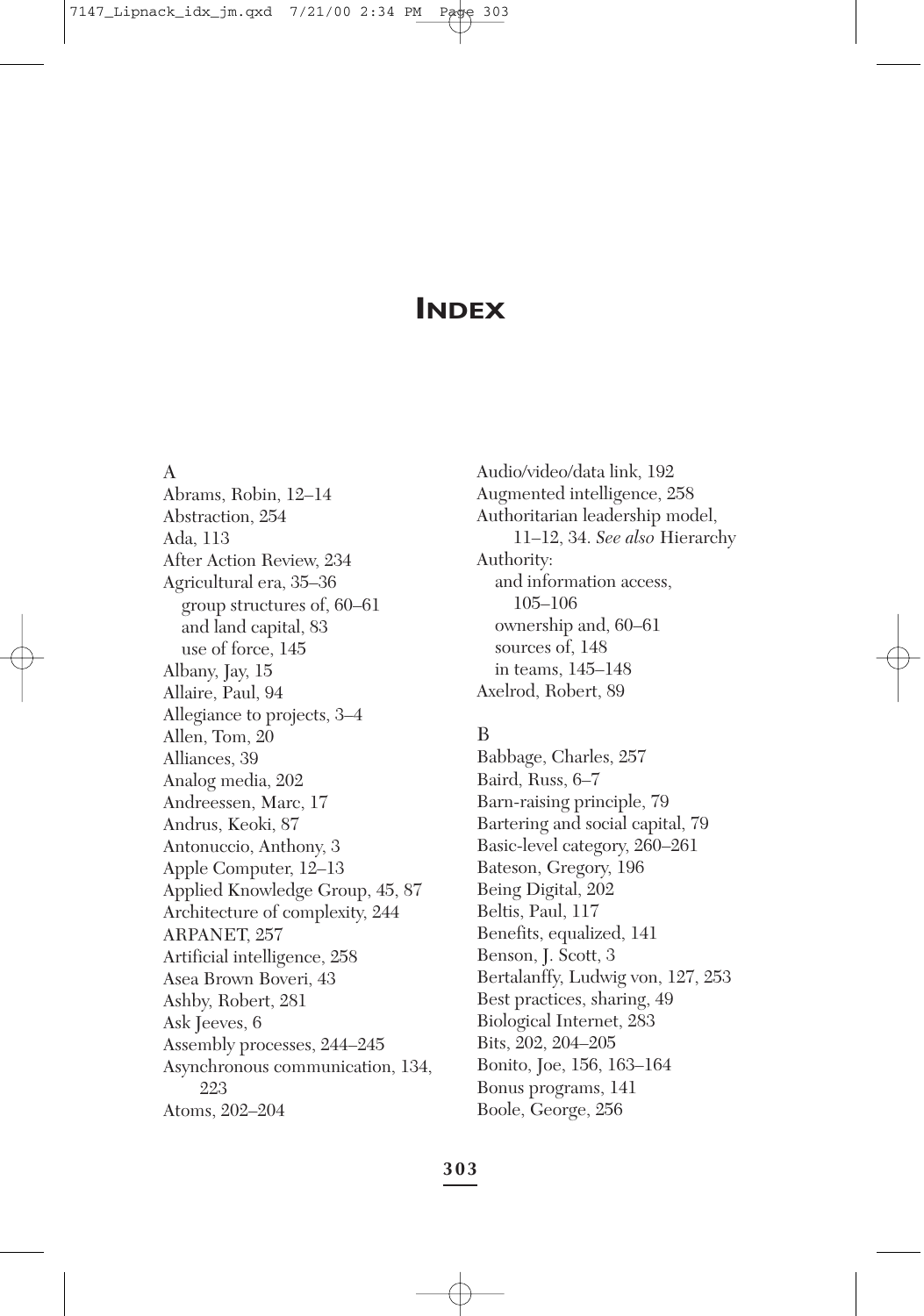# INDEX

A

Abrams, Robin, 12–14
Abstraction, 254
Ada, 113
After Action Review, 234
Agricultural era, 35–36
  group structures of, 60–61
  and land capital, 83
  use of force, 145
Albany, Jay, 15
Allaire, Paul, 94
Allegiance to projects, 3–4
Allen, Tom, 20
Alliances, 39
Analog media, 202
Andreessen, Marc, 17
Andrus, Keoki, 87
Antonuccio, Anthony, 3
Apple Computer, 12–13
Applied Knowledge Group, 45, 87
Architecture of complexity, 244
ARPANET, 257
Artificial intelligence, 258
Asea Brown Boveri, 43
Ashby, Robert, 281
Ask Jeeves, 6
Assembly processes, 244–245
Asynchronous communication, 134, 223
Atoms, 202–204
Audio/video/data link, 192
Augmented intelligence, 258
Authoritarian leadership model, 11–12, 34. *See also* Hierarchy
Authority:
  and information access, 105–106
  ownership and, 60–61
  sources of, 148
  in teams, 145–148
Axelrod, Robert, 89

B

Babbage, Charles, 257
Baird, Russ, 6–7
Barn-raising principle, 79
Bartering and social capital, 79
Basic-level category, 260–261
Bateson, Gregory, 196
Being Digital, 202
Beltis, Paul, 117
Benefits, equalized, 141
Benson, J. Scott, 3
Bertalanffy, Ludwig von, 127, 253
Best practices, sharing, 49
Biological Internet, 283
Bits, 202, 204–205
Bonito, Joe, 156, 163–164
Bonus programs, 141
Boole, George, 256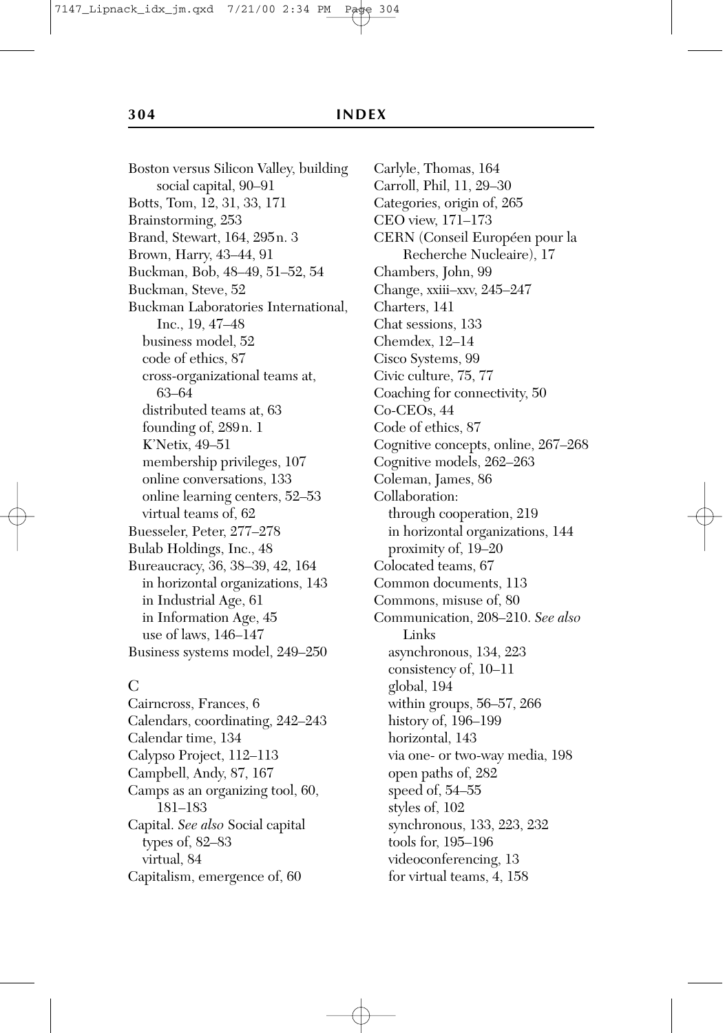Boston versus Silicon Valley, building social capital, 90–91
Botts, Tom, 12, 31, 33, 171
Brainstorming, 253
Brand, Stewart, 164, 295n. 3
Brown, Harry, 43–44, 91
Buckman, Bob, 48–49, 51–52, 54
Buckman, Steve, 52
Buckman Laboratories International, Inc., 19, 47–48
  business model, 52
  code of ethics, 87
  cross-organizational teams at, 63–64
  distributed teams at, 63
  founding of, 289n. 1
  K'Netix, 49–51
  membership privileges, 107
  online conversations, 133
  online learning centers, 52–53
  virtual teams of, 62
Buesseler, Peter, 277–278
Bulab Holdings, Inc., 48
Bureaucracy, 36, 38–39, 42, 164
  in horizontal organizations, 143
  in Industrial Age, 61
  in Information Age, 45
  use of laws, 146–147
Business systems model, 249–250

C

Cairncross, Frances, 6
Calendars, coordinating, 242–243
Calendar time, 134
Calypso Project, 112–113
Campbell, Andy, 87, 167
Camps as an organizing tool, 60, 181–183
Capital. *See also* Social capital
  types of, 82–83
  virtual, 84
Capitalism, emergence of, 60
Carlyle, Thomas, 164
Carroll, Phil, 11, 29–30
Categories, origin of, 265
CEO view, 171–173
CERN (Conseil Européen pour la Recherche Nucleaire), 17
Chambers, John, 99
Change, xxiii–xxv, 245–247
Charters, 141
Chat sessions, 133
Chemdex, 12–14
Cisco Systems, 99
Civic culture, 75, 77
Coaching for connectivity, 50
Co-CEOs, 44
Code of ethics, 87
Cognitive concepts, online, 267–268
Cognitive models, 262–263
Coleman, James, 86
Collaboration:
  through cooperation, 219
  in horizontal organizations, 144
  proximity of, 19–20
Colocated teams, 67
Common documents, 113
Commons, misuse of, 80
Communication, 208–210. *See also* Links
  asynchronous, 134, 223
  consistency of, 10–11
  global, 194
  within groups, 56–57, 266
  history of, 196–199
  horizontal, 143
  via one- or two-way media, 198
  open paths of, 282
  speed of, 54–55
  styles of, 102
  synchronous, 133, 223, 232
  tools for, 195–196
  videoconferencing, 13
  for virtual teams, 4, 158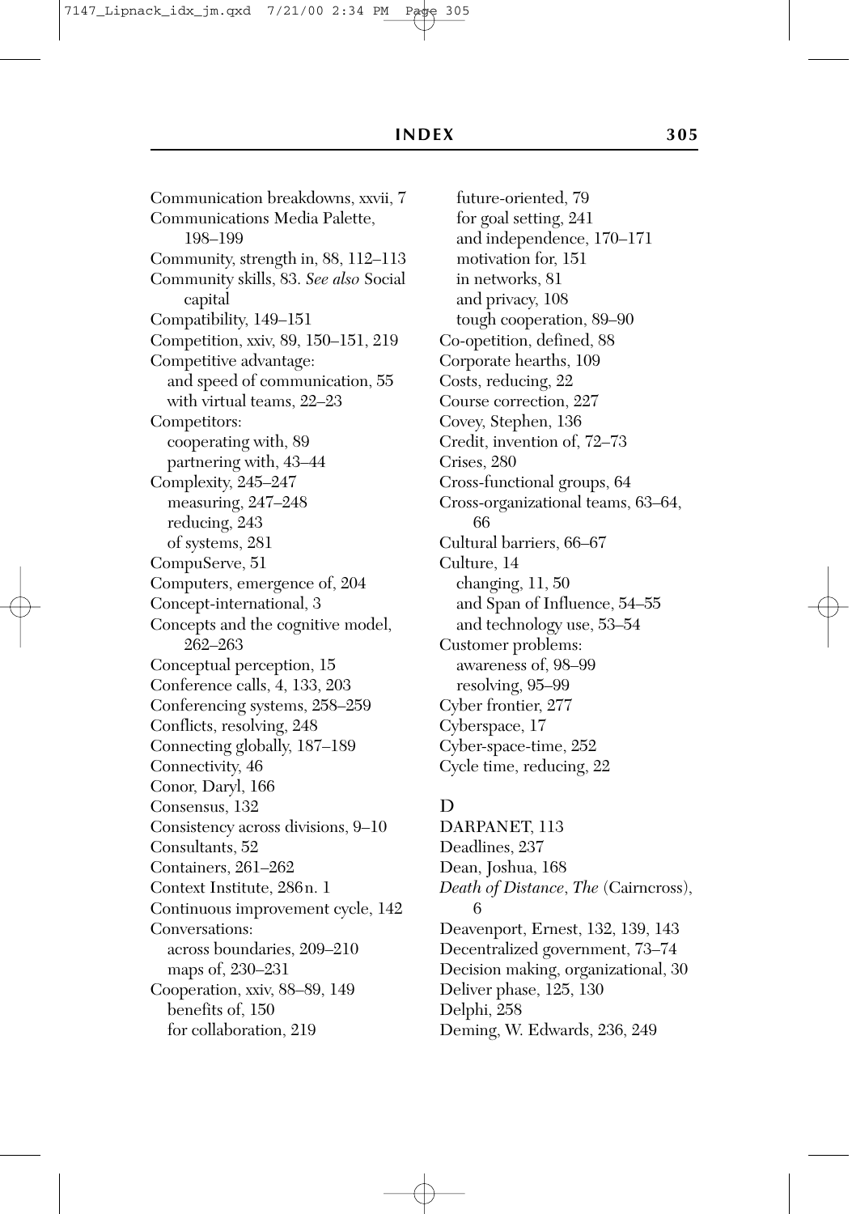Communication breakdowns, xxvii, 7
Communications Media Palette, 198–199
Community, strength in, 88, 112–113
Community skills, 83. *See also* Social capital
Compatibility, 149–151
Competition, xxiv, 89, 150–151, 219
Competitive advantage:
  and speed of communication, 55
  with virtual teams, 22–23
Competitors:
  cooperating with, 89
  partnering with, 43–44
Complexity, 245–247
  measuring, 247–248
  reducing, 243
  of systems, 281
CompuServe, 51
Computers, emergence of, 204
Concept-international, 3
Concepts and the cognitive model, 262–263
Conceptual perception, 15
Conference calls, 4, 133, 203
Conferencing systems, 258–259
Conflicts, resolving, 248
Connecting globally, 187–189
Connectivity, 46
Conor, Daryl, 166
Consensus, 132
Consistency across divisions, 9–10
Consultants, 52
Containers, 261–262
Context Institute, 286 n. 1
Continuous improvement cycle, 142
Conversations:
  across boundaries, 209–210
  maps of, 230–231
Cooperation, xxiv, 88–89, 149
  benefits of, 150
  for collaboration, 219
  future-oriented, 79
  for goal setting, 241
  and independence, 170–171
  motivation for, 151
  in networks, 81
  and privacy, 108
  tough cooperation, 89–90
Co-opetition, defined, 88
Corporate hearths, 109
Costs, reducing, 22
Course correction, 227
Covey, Stephen, 136
Credit, invention of, 72–73
Crises, 280
Cross-functional groups, 64
Cross-organizational teams, 63–64, 66
Cultural barriers, 66–67
Culture, 14
  changing, 11, 50
  and Span of Influence, 54–55
  and technology use, 53–54
Customer problems:
  awareness of, 98–99
  resolving, 95–99
Cyber frontier, 277
Cyberspace, 17
Cyber-space-time, 252
Cycle time, reducing, 22

D

DARPANET, 113
Deadlines, 237
Dean, Joshua, 168
*Death of Distance, The* (Cairncross), 6
Deavenport, Ernest, 132, 139, 143
Decentralized government, 73–74
Decision making, organizational, 30
Deliver phase, 125, 130
Delphi, 258
Deming, W. Edwards, 236, 249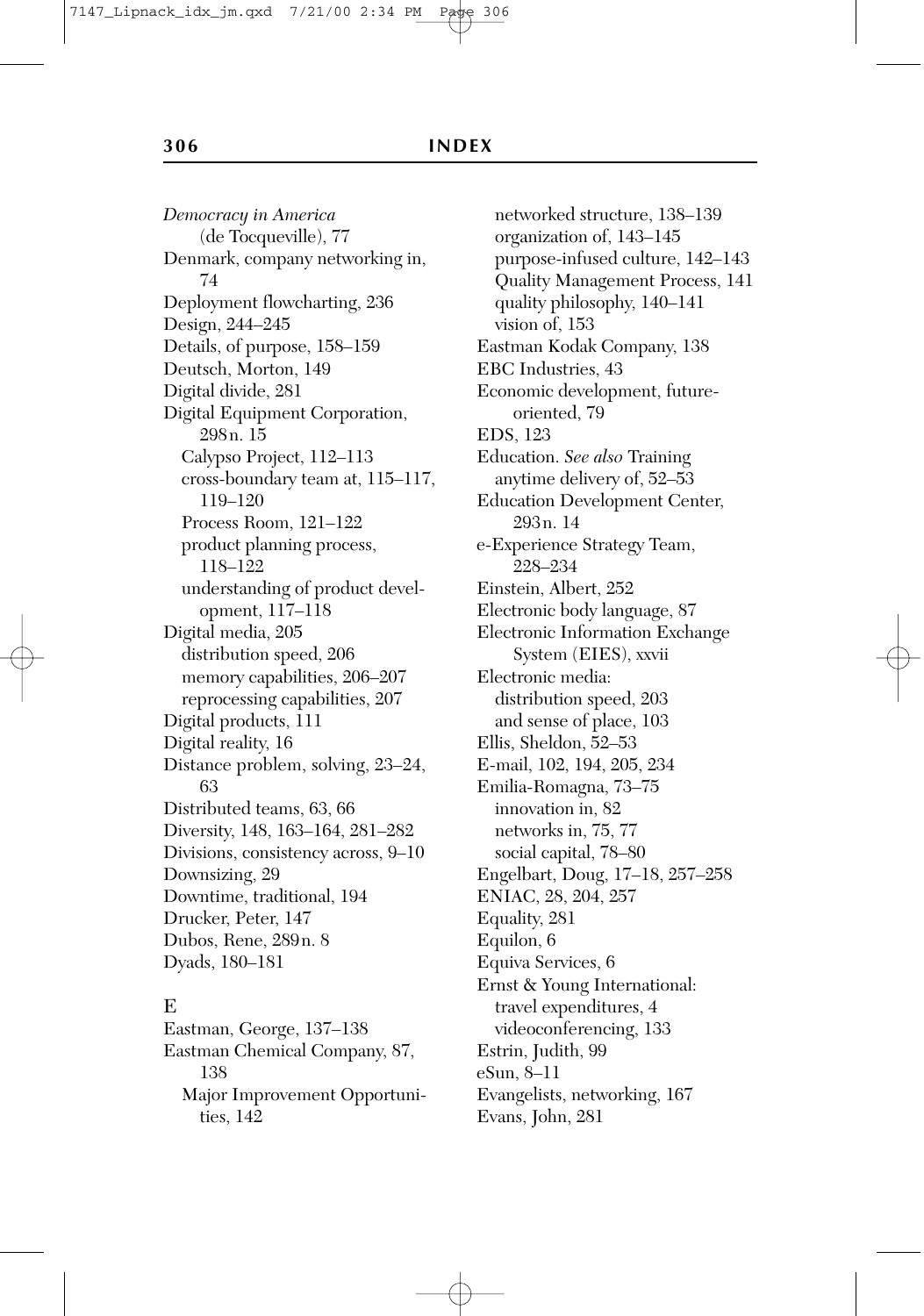*Democracy in America* (de Tocqueville), 77
Denmark, company networking in, 74
Deployment flowcharting, 236
Design, 244–245
Details, of purpose, 158–159
Deutsch, Morton, 149
Digital divide, 281
Digital Equipment Corporation, 298n. 15
  Calypso Project, 112–113
  cross-boundary team at, 115–117, 119–120
  Process Room, 121–122
  product planning process, 118–122
  understanding of product development, 117–118
Digital media, 205
  distribution speed, 206
  memory capabilities, 206–207
  reprocessing capabilities, 207
Digital products, 111
Digital reality, 16
Distance problem, solving, 23–24, 63
Distributed teams, 63, 66
Diversity, 148, 163–164, 281–282
Divisions, consistency across, 9–10
Downsizing, 29
Downtime, traditional, 194
Drucker, Peter, 147
Dubos, Rene, 289n. 8
Dyads, 180–181

## E

Eastman, George, 137–138
Eastman Chemical Company, 87, 138
  Major Improvement Opportunities, 142
  networked structure, 138–139
  organization of, 143–145
  purpose-infused culture, 142–143
  Quality Management Process, 141
  quality philosophy, 140–141
  vision of, 153
Eastman Kodak Company, 138
EBC Industries, 43
Economic development, future-oriented, 79
EDS, 123
Education. *See also* Training
  anytime delivery of, 52–53
Education Development Center, 293n. 14
e-Experience Strategy Team, 228–234
Einstein, Albert, 252
Electronic body language, 87
Electronic Information Exchange System (EIES), xxvii
Electronic media:
  distribution speed, 203
  and sense of place, 103
Ellis, Sheldon, 52–53
E-mail, 102, 194, 205, 234
Emilia-Romagna, 73–75
  innovation in, 82
  networks in, 75, 77
  social capital, 78–80
Engelbart, Doug, 17–18, 257–258
ENIAC, 28, 204, 257
Equality, 281
Equilon, 6
Equiva Services, 6
Ernst & Young International:
  travel expenditures, 4
  videoconferencing, 133
Estrin, Judith, 99
eSun, 8–11
Evangelists, networking, 167
Evans, John, 281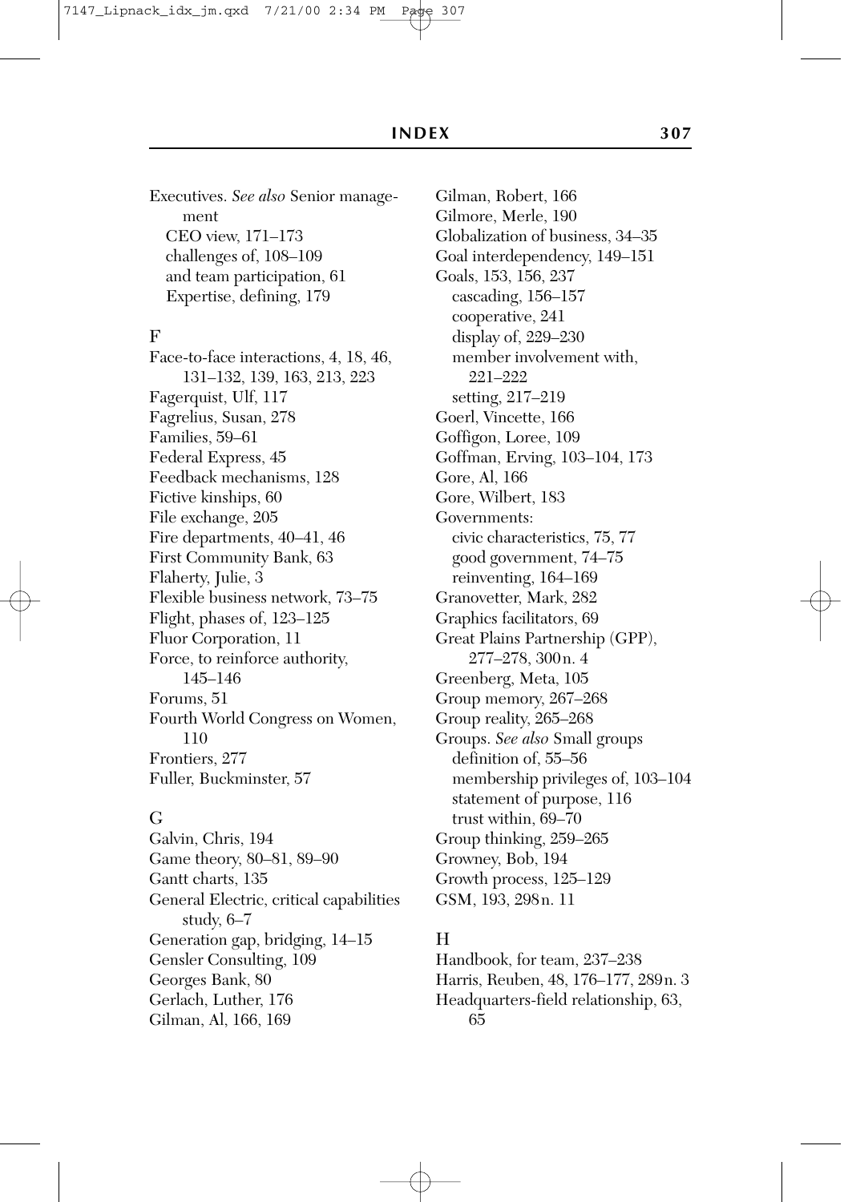Executives. *See also* Senior management
- CEO view, 171–173
- challenges of, 108–109
- and team participation, 61
- Expertise, defining, 179

F

Face-to-face interactions, 4, 18, 46, 131–132, 139, 163, 213, 223
Fagerquist, Ulf, 117
Fagrelius, Susan, 278
Families, 59–61
Federal Express, 45
Feedback mechanisms, 128
Fictive kinships, 60
File exchange, 205
Fire departments, 40–41, 46
First Community Bank, 63
Flaherty, Julie, 3
Flexible business network, 73–75
Flight, phases of, 123–125
Fluor Corporation, 11
Force, to reinforce authority, 145–146
Forums, 51
Fourth World Congress on Women, 110
Frontiers, 277
Fuller, Buckminster, 57

G

Galvin, Chris, 194
Game theory, 80–81, 89–90
Gantt charts, 135
General Electric, critical capabilities study, 6–7
Generation gap, bridging, 14–15
Gensler Consulting, 109
Georges Bank, 80
Gerlach, Luther, 176
Gilman, Al, 166, 169
Gilman, Robert, 166
Gilmore, Merle, 190
Globalization of business, 34–35
Goal interdependency, 149–151
Goals, 153, 156, 237
- cascading, 156–157
- cooperative, 241
- display of, 229–230
- member involvement with, 221–222
- setting, 217–219

Goerl, Vincette, 166
Goffigon, Loree, 109
Goffman, Erving, 103–104, 173
Gore, Al, 166
Gore, Wilbert, 183
Governments:
- civic characteristics, 75, 77
- good government, 74–75
- reinventing, 164–169

Granovetter, Mark, 282
Graphics facilitators, 69
Great Plains Partnership (GPP), 277–278, 300n. 4
Greenberg, Meta, 105
Group memory, 267–268
Group reality, 265–268
Groups. *See also* Small groups
- definition of, 55–56
- membership privileges of, 103–104
- statement of purpose, 116
- trust within, 69–70

Group thinking, 259–265
Growney, Bob, 194
Growth process, 125–129
GSM, 193, 298n. 11

H

Handbook, for team, 237–238
Harris, Reuben, 48, 176–177, 289n. 3
Headquarters-field relationship, 63, 65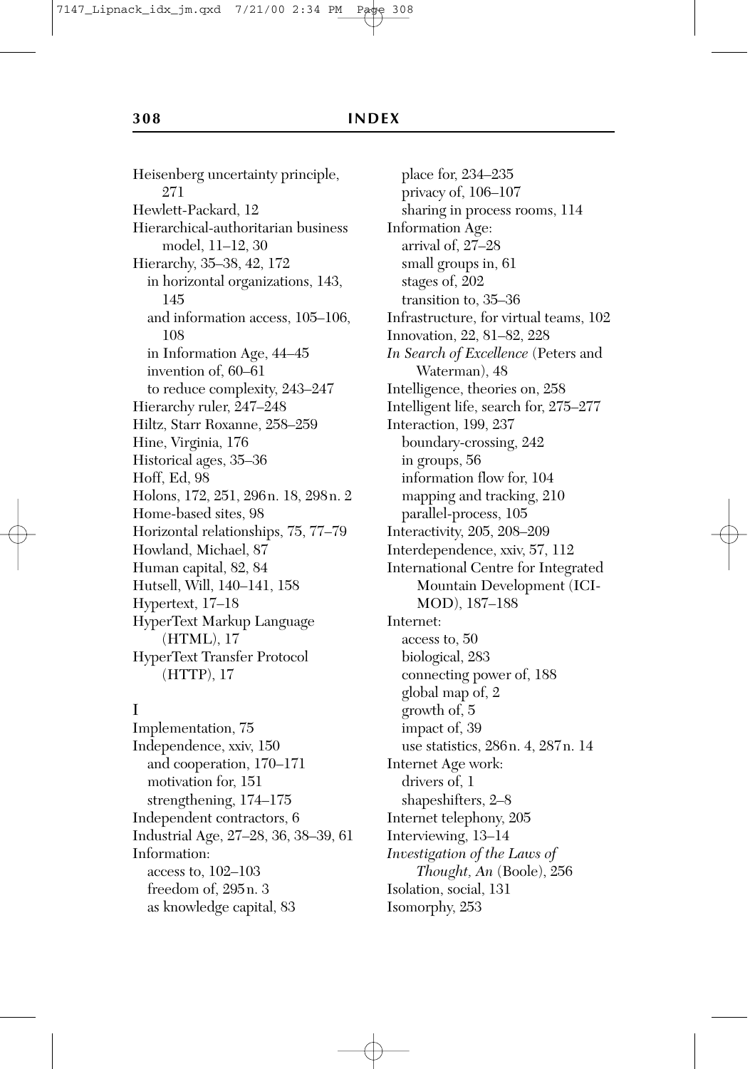Heisenberg uncertainty principle, 271
Hewlett-Packard, 12
Hierarchical-authoritarian business model, 11–12, 30
Hierarchy, 35–38, 42, 172
  in horizontal organizations, 143, 145
  and information access, 105–106, 108
  in Information Age, 44–45
  invention of, 60–61
  to reduce complexity, 243–247
Hierarchy ruler, 247–248
Hiltz, Starr Roxanne, 258–259
Hine, Virginia, 176
Historical ages, 35–36
Hoff, Ed, 98
Holons, 172, 251, 296 n. 18, 298 n. 2
Home-based sites, 98
Horizontal relationships, 75, 77–79
Howland, Michael, 87
Human capital, 82, 84
Hutsell, Will, 140–141, 158
Hypertext, 17–18
HyperText Markup Language (HTML), 17
HyperText Transfer Protocol (HTTP), 17

I

Implementation, 75
Independence, xxiv, 150
  and cooperation, 170–171
  motivation for, 151
  strengthening, 174–175
Independent contractors, 6
Industrial Age, 27–28, 36, 38–39, 61
Information:
  access to, 102–103
  freedom of, 295 n. 3
  as knowledge capital, 83
  place for, 234–235
  privacy of, 106–107
  sharing in process rooms, 114
Information Age:
  arrival of, 27–28
  small groups in, 61
  stages of, 202
  transition to, 35–36
Infrastructure, for virtual teams, 102
Innovation, 22, 81–82, 228
*In Search of Excellence* (Peters and Waterman), 48
Intelligence, theories on, 258
Intelligent life, search for, 275–277
Interaction, 199, 237
  boundary-crossing, 242
  in groups, 56
  information flow for, 104
  mapping and tracking, 210
  parallel-process, 105
Interactivity, 205, 208–209
Interdependence, xxiv, 57, 112
International Centre for Integrated Mountain Development (ICI-MOD), 187–188
Internet:
  access to, 50
  biological, 283
  connecting power of, 188
  global map of, 2
  growth of, 5
  impact of, 39
  use statistics, 286 n. 4, 287 n. 14
Internet Age work:
  drivers of, 1
  shapeshifters, 2–8
Internet telephony, 205
Interviewing, 13–14
*Investigation of the Laws of Thought, An* (Boole), 256
Isolation, social, 131
Isomorphy, 253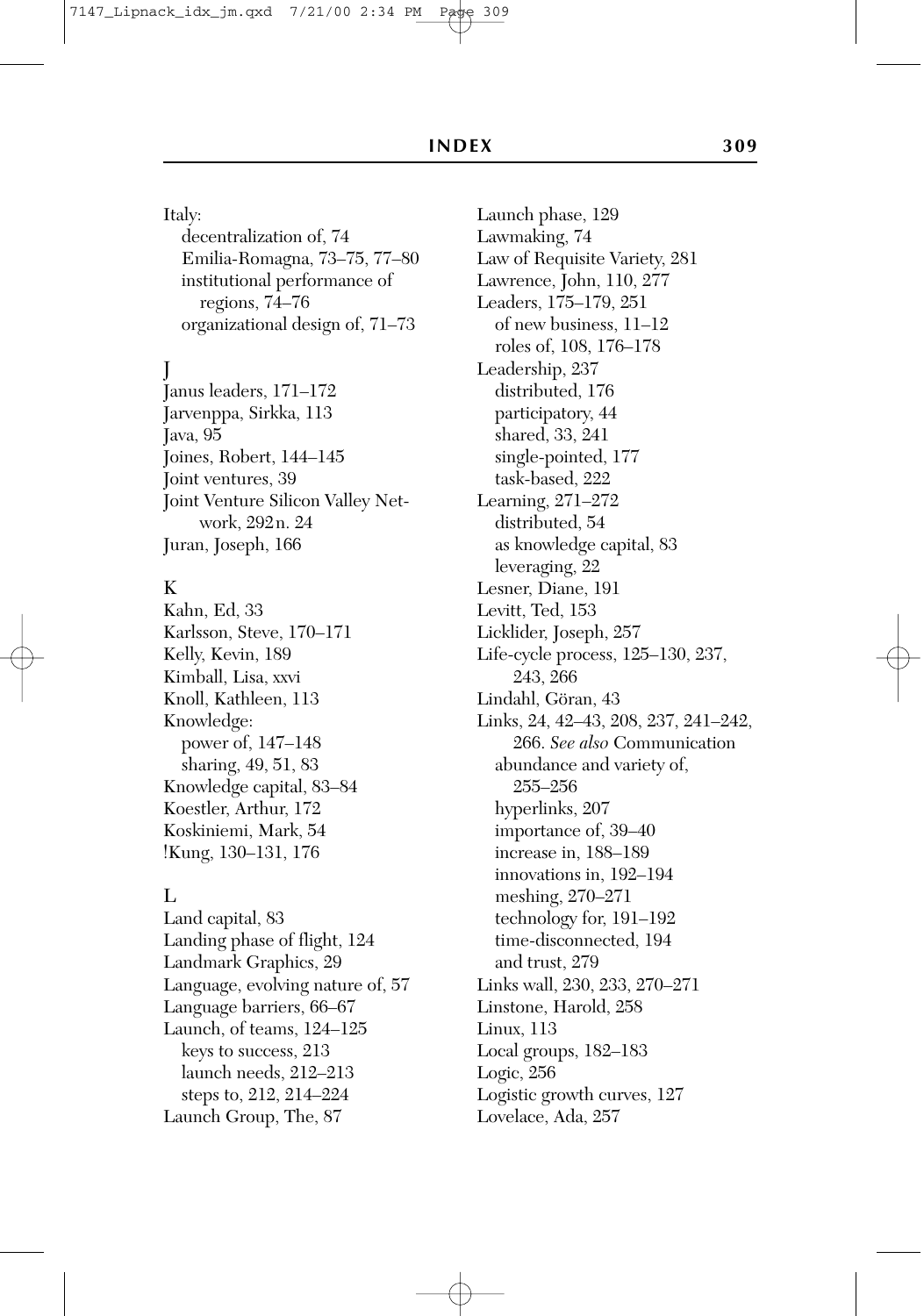Italy:
- decentralization of, 74
- Emilia-Romagna, 73–75, 77–80
- institutional performance of regions, 74–76
- organizational design of, 71–73

## J

Janus leaders, 171–172
Jarvenppa, Sirkka, 113
Java, 95
Joines, Robert, 144–145
Joint ventures, 39
Joint Venture Silicon Valley Network, 292n. 24
Juran, Joseph, 166

## K

Kahn, Ed, 33
Karlsson, Steve, 170–171
Kelly, Kevin, 189
Kimball, Lisa, xxvi
Knoll, Kathleen, 113
Knowledge:
- power of, 147–148
- sharing, 49, 51, 83

Knowledge capital, 83–84
Koestler, Arthur, 172
Koskiniemi, Mark, 54
!Kung, 130–131, 176

## L

Land capital, 83
Landing phase of flight, 124
Landmark Graphics, 29
Language, evolving nature of, 57
Language barriers, 66–67
Launch, of teams, 124–125
- keys to success, 213
- launch needs, 212–213
- steps to, 212, 214–224

Launch Group, The, 87
Launch phase, 129
Lawmaking, 74
Law of Requisite Variety, 281
Lawrence, John, 110, 277
Leaders, 175–179, 251
- of new business, 11–12
- roles of, 108, 176–178

Leadership, 237
- distributed, 176
- participatory, 44
- shared, 33, 241
- single-pointed, 177
- task-based, 222

Learning, 271–272
- distributed, 54
- as knowledge capital, 83
- leveraging, 22

Lesner, Diane, 191
Levitt, Ted, 153
Licklider, Joseph, 257
Life-cycle process, 125–130, 237, 243, 266
Lindahl, Göran, 43
Links, 24, 42–43, 208, 237, 241–242, 266. *See also* Communication
- abundance and variety of, 255–256
- hyperlinks, 207
- importance of, 39–40
- increase in, 188–189
- innovations in, 192–194
- meshing, 270–271
- technology for, 191–192
- time-disconnected, 194
- and trust, 279

Links wall, 230, 233, 270–271
Linstone, Harold, 258
Linux, 113
Local groups, 182–183
Logic, 256
Logistic growth curves, 127
Lovelace, Ada, 257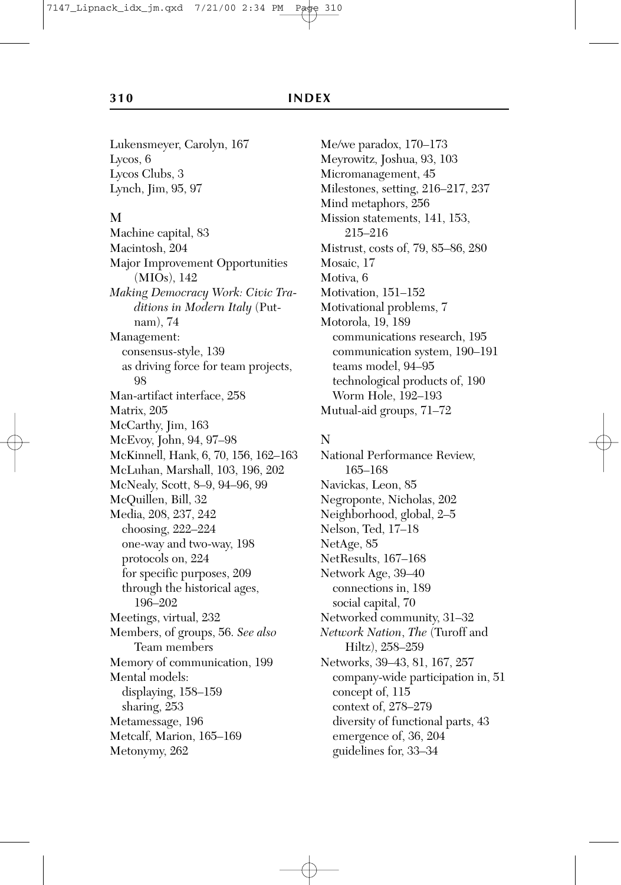Lukensmeyer, Carolyn, 167
Lycos, 6
Lycos Clubs, 3
Lynch, Jim, 95, 97

## M

Machine capital, 83
Macintosh, 204
Major Improvement Opportunities (MIOs), 142
*Making Democracy Work: Civic Traditions in Modern Italy* (Putnam), 74
Management:
- consensus-style, 139
- as driving force for team projects, 98

Man-artifact interface, 258
Matrix, 205
McCarthy, Jim, 163
McEvoy, John, 94, 97–98
McKinnell, Hank, 6, 70, 156, 162–163
McLuhan, Marshall, 103, 196, 202
McNealy, Scott, 8–9, 94–96, 99
McQuillen, Bill, 32
Media, 208, 237, 242
- choosing, 222–224
- one-way and two-way, 198
- protocols on, 224
- for specific purposes, 209
- through the historical ages, 196–202

Meetings, virtual, 232
Members, of groups, 56. *See also* Team members
Memory of communication, 199
Mental models:
- displaying, 158–159
- sharing, 253

Metamessage, 196
Metcalf, Marion, 165–169
Metonymy, 262
Me/we paradox, 170–173
Meyrowitz, Joshua, 93, 103
Micromanagement, 45
Milestones, setting, 216–217, 237
Mind metaphors, 256
Mission statements, 141, 153, 215–216
Mistrust, costs of, 79, 85–86, 280
Mosaic, 17
Motiva, 6
Motivation, 151–152
Motivational problems, 7
Motorola, 19, 189
- communications research, 195
- communication system, 190–191
- teams model, 94–95
- technological products of, 190
- Worm Hole, 192–193

Mutual-aid groups, 71–72

## N

National Performance Review, 165–168
Navickas, Leon, 85
Negroponte, Nicholas, 202
Neighborhood, global, 2–5
Nelson, Ted, 17–18
NetAge, 85
NetResults, 167–168
Network Age, 39–40
- connections in, 189
- social capital, 70

Networked community, 31–32
*Network Nation, The* (Turoff and Hiltz), 258–259
Networks, 39–43, 81, 167, 257
- company-wide participation in, 51
- concept of, 115
- context of, 278–279
- diversity of functional parts, 43
- emergence of, 36, 204
- guidelines for, 33–34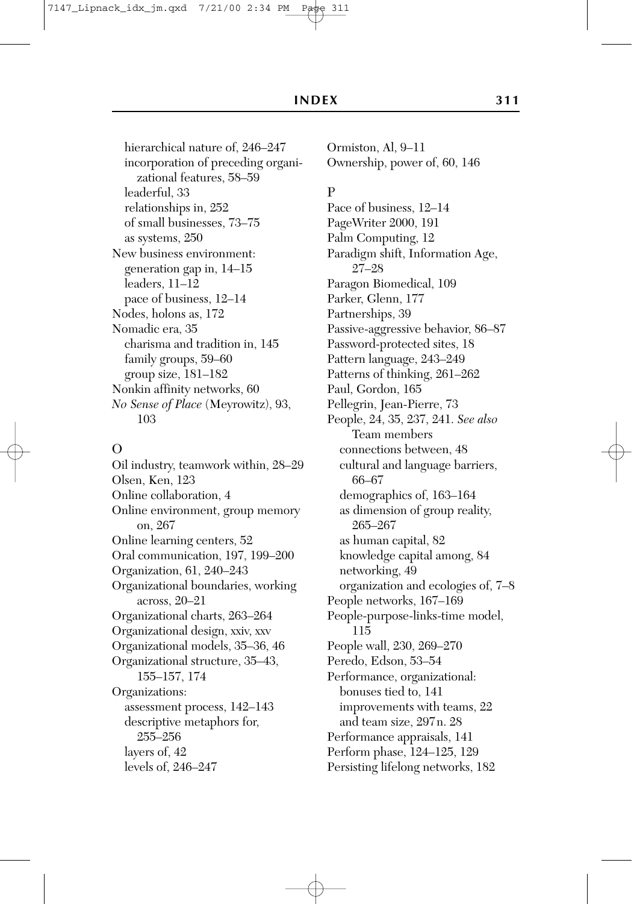hierarchical nature of, 246–247
incorporation of preceding organizational features, 58–59
leaderful, 33
relationships in, 252
of small businesses, 73–75
as systems, 250

New business environment:
- generation gap in, 14–15
- leaders, 11–12
- pace of business, 12–14

Nodes, holons as, 172

Nomadic era, 35
- charisma and tradition in, 145
- family groups, 59–60
- group size, 181–182

Nonkin affinity networks, 60

*No Sense of Place* (Meyrowitz), 93, 103

## O

Oil industry, teamwork within, 28–29

Olsen, Ken, 123

Online collaboration, 4

Online environment, group memory on, 267

Online learning centers, 52

Oral communication, 197, 199–200

Organization, 61, 240–243

Organizational boundaries, working across, 20–21

Organizational charts, 263–264

Organizational design, xxiv, xxv

Organizational models, 35–36, 46

Organizational structure, 35–43, 155–157, 174

Organizations:
- assessment process, 142–143
- descriptive metaphors for, 255–256
- layers of, 42
- levels of, 246–247

Ormiston, Al, 9–11

Ownership, power of, 60, 146

## P

Pace of business, 12–14

PageWriter 2000, 191

Palm Computing, 12

Paradigm shift, Information Age, 27–28

Paragon Biomedical, 109

Parker, Glenn, 177

Partnerships, 39

Passive-aggressive behavior, 86–87

Password-protected sites, 18

Pattern language, 243–249

Patterns of thinking, 261–262

Paul, Gordon, 165

Pellegrin, Jean-Pierre, 73

People, 24, 35, 237, 241. *See also* Team members
- connections between, 48
- cultural and language barriers, 66–67
- demographics of, 163–164
- as dimension of group reality, 265–267
- as human capital, 82
- knowledge capital among, 84
- networking, 49
- organization and ecologies of, 7–8

People networks, 167–169

People-purpose-links-time model, 115

People wall, 230, 269–270

Peredo, Edson, 53–54

Performance, organizational:
- bonuses tied to, 141
- improvements with teams, 22
- and team size, 297 n. 28

Performance appraisals, 141

Perform phase, 124–125, 129

Persisting lifelong networks, 182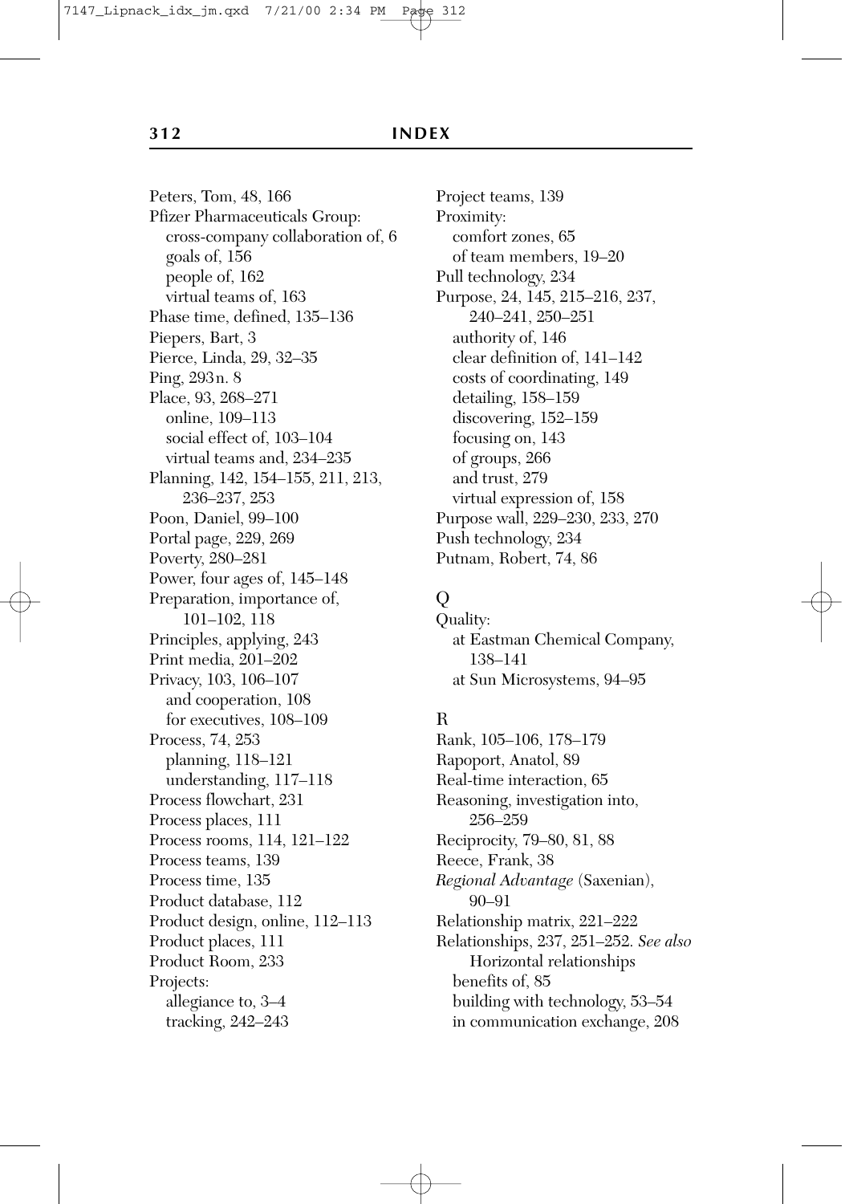Peters, Tom, 48, 166
Pfizer Pharmaceuticals Group:
  cross-company collaboration of, 6
  goals of, 156
  people of, 162
  virtual teams of, 163
Phase time, defined, 135–136
Piepers, Bart, 3
Pierce, Linda, 29, 32–35
Ping, 293n. 8
Place, 93, 268–271
  online, 109–113
  social effect of, 103–104
  virtual teams and, 234–235
Planning, 142, 154–155, 211, 213, 236–237, 253
Poon, Daniel, 99–100
Portal page, 229, 269
Poverty, 280–281
Power, four ages of, 145–148
Preparation, importance of, 101–102, 118
Principles, applying, 243
Print media, 201–202
Privacy, 103, 106–107
  and cooperation, 108
  for executives, 108–109
Process, 74, 253
  planning, 118–121
  understanding, 117–118
Process flowchart, 231
Process places, 111
Process rooms, 114, 121–122
Process teams, 139
Process time, 135
Product database, 112
Product design, online, 112–113
Product places, 111
Product Room, 233
Projects:
  allegiance to, 3–4
  tracking, 242–243
Project teams, 139
Proximity:
  comfort zones, 65
  of team members, 19–20
Pull technology, 234
Purpose, 24, 145, 215–216, 237, 240–241, 250–251
  authority of, 146
  clear definition of, 141–142
  costs of coordinating, 149
  detailing, 158–159
  discovering, 152–159
  focusing on, 143
  of groups, 266
  and trust, 279
  virtual expression of, 158
Purpose wall, 229–230, 233, 270
Push technology, 234
Putnam, Robert, 74, 86

## Q

Quality:
  at Eastman Chemical Company, 138–141
  at Sun Microsystems, 94–95

## R

Rank, 105–106, 178–179
Rapoport, Anatol, 89
Real-time interaction, 65
Reasoning, investigation into, 256–259
Reciprocity, 79–80, 81, 88
Reece, Frank, 38
*Regional Advantage* (Saxenian), 90–91
Relationship matrix, 221–222
Relationships, 237, 251–252. *See also* Horizontal relationships
  benefits of, 85
  building with technology, 53–54
  in communication exchange, 208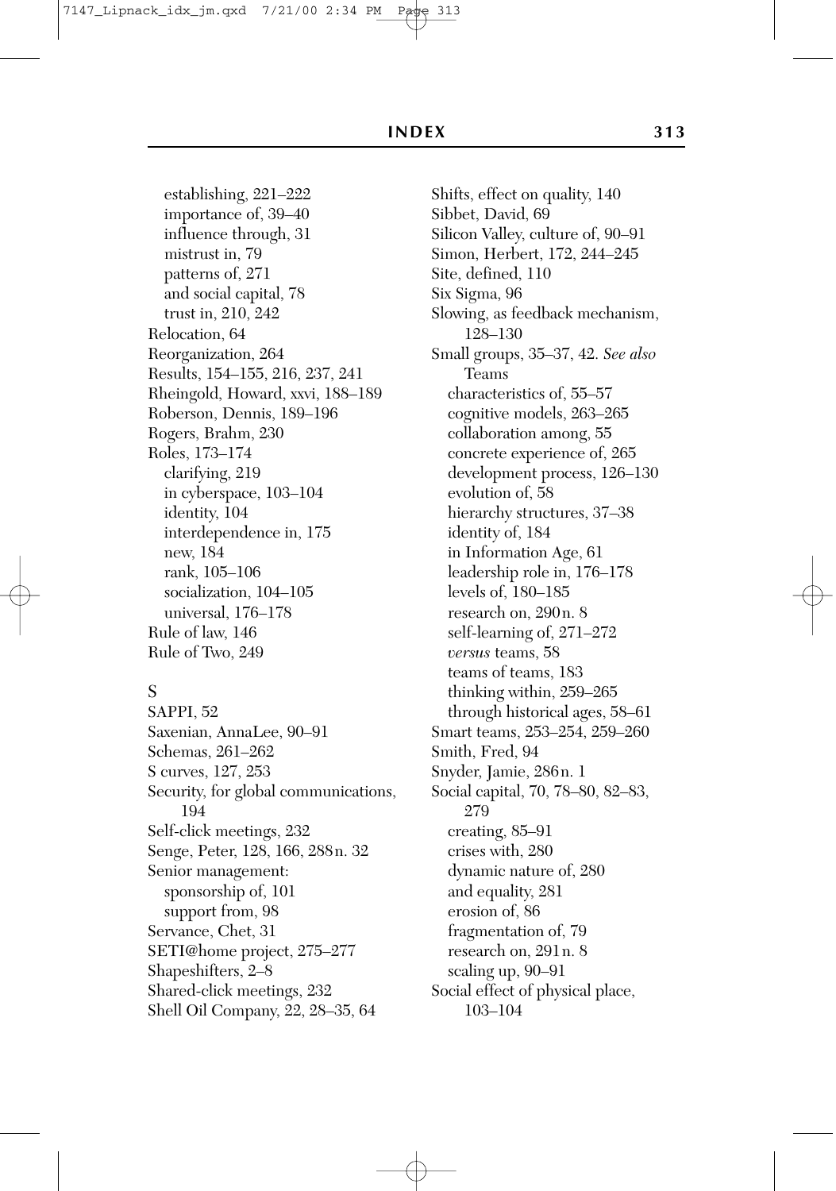establishing, 221–222
importance of, 39–40
influence through, 31
mistrust in, 79
patterns of, 271
and social capital, 78
trust in, 210, 242

Relocation, 64
Reorganization, 264
Results, 154–155, 216, 237, 241
Rheingold, Howard, xxvi, 188–189
Roberson, Dennis, 189–196
Rogers, Brahm, 230
Roles, 173–174
clarifying, 219
in cyberspace, 103–104
identity, 104
interdependence in, 175
new, 184
rank, 105–106
socialization, 104–105
universal, 176–178

Rule of law, 146
Rule of Two, 249

S

SAPPI, 52
Saxenian, AnnaLee, 90–91
Schemas, 261–262
S curves, 127, 253
Security, for global communications, 194
Self-click meetings, 232
Senge, Peter, 128, 166, 288n. 32
Senior management:
sponsorship of, 101
support from, 98

Servance, Chet, 31
SETI@home project, 275–277
Shapeshifters, 2–8
Shared-click meetings, 232
Shell Oil Company, 22, 28–35, 64
Shifts, effect on quality, 140
Sibbet, David, 69
Silicon Valley, culture of, 90–91
Simon, Herbert, 172, 244–245
Site, defined, 110
Six Sigma, 96
Slowing, as feedback mechanism, 128–130
Small groups, 35–37, 42. *See also* Teams
characteristics of, 55–57
cognitive models, 263–265
collaboration among, 55
concrete experience of, 265
development process, 126–130
evolution of, 58
hierarchy structures, 37–38
identity of, 184
in Information Age, 61
leadership role in, 176–178
levels of, 180–185
research on, 290n. 8
self-learning of, 271–272
*versus* teams, 58
teams of teams, 183
thinking within, 259–265
through historical ages, 58–61

Smart teams, 253–254, 259–260
Smith, Fred, 94
Snyder, Jamie, 286n. 1
Social capital, 70, 78–80, 82–83, 279
creating, 85–91
crises with, 280
dynamic nature of, 280
and equality, 281
erosion of, 86
fragmentation of, 79
research on, 291n. 8
scaling up, 90–91

Social effect of physical place, 103–104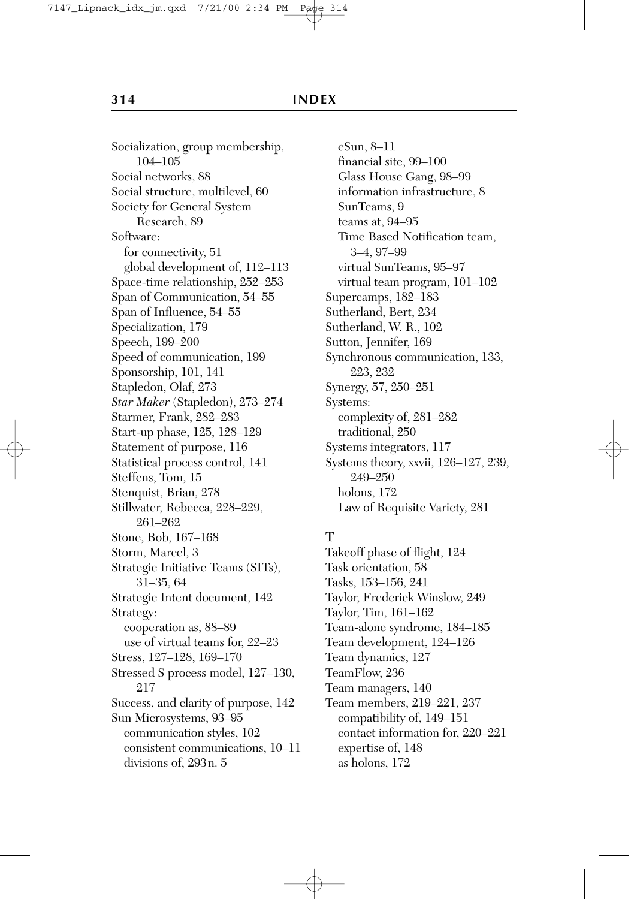Socialization, group membership, 104–105
Social networks, 88
Social structure, multilevel, 60
Society for General System Research, 89
Software:
  for connectivity, 51
  global development of, 112–113
Space-time relationship, 252–253
Span of Communication, 54–55
Span of Influence, 54–55
Specialization, 179
Speech, 199–200
Speed of communication, 199
Sponsorship, 101, 141
Stapledon, Olaf, 273
*Star Maker* (Stapledon), 273–274
Starmer, Frank, 282–283
Start-up phase, 125, 128–129
Statement of purpose, 116
Statistical process control, 141
Steffens, Tom, 15
Stenquist, Brian, 278
Stillwater, Rebecca, 228–229, 261–262
Stone, Bob, 167–168
Storm, Marcel, 3
Strategic Initiative Teams (SITs), 31–35, 64
Strategic Intent document, 142
Strategy:
  cooperation as, 88–89
  use of virtual teams for, 22–23
Stress, 127–128, 169–170
Stressed S process model, 127–130, 217
Success, and clarity of purpose, 142
Sun Microsystems, 93–95
  communication styles, 102
  consistent communications, 10–11
  divisions of, 293n. 5
  eSun, 8–11
  financial site, 99–100
  Glass House Gang, 98–99
  information infrastructure, 8
  SunTeams, 9
  teams at, 94–95
  Time Based Notification team, 3–4, 97–99
  virtual SunTeams, 95–97
  virtual team program, 101–102
Supercamps, 182–183
Sutherland, Bert, 234
Sutherland, W. R., 102
Sutton, Jennifer, 169
Synchronous communication, 133, 223, 232
Synergy, 57, 250–251
Systems:
  complexity of, 281–282
  traditional, 250
Systems integrators, 117
Systems theory, xxvii, 126–127, 239, 249–250
  holons, 172
  Law of Requisite Variety, 281

## T

Takeoff phase of flight, 124
Task orientation, 58
Tasks, 153–156, 241
Taylor, Frederick Winslow, 249
Taylor, Tim, 161–162
Team-alone syndrome, 184–185
Team development, 124–126
Team dynamics, 127
TeamFlow, 236
Team managers, 140
Team members, 219–221, 237
  compatibility of, 149–151
  contact information for, 220–221
  expertise of, 148
  as holons, 172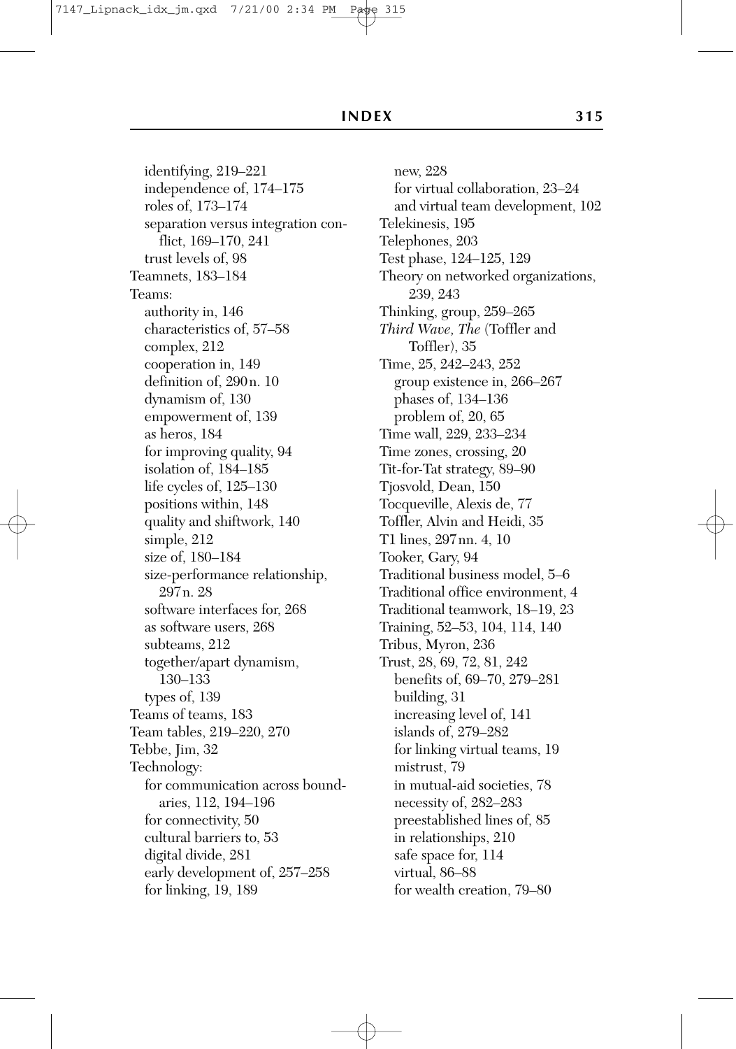identifying, 219–221
independence of, 174–175
roles of, 173–174
separation versus integration conflict, 169–170, 241
trust levels of, 98

Teamnets, 183–184

Teams:
- authority in, 146
- characteristics of, 57–58
- complex, 212
- cooperation in, 149
- definition of, 290n. 10
- dynamism of, 130
- empowerment of, 139
- as heros, 184
- for improving quality, 94
- isolation of, 184–185
- life cycles of, 125–130
- positions within, 148
- quality and shiftwork, 140
- simple, 212
- size of, 180–184
- size-performance relationship, 297n. 28
- software interfaces for, 268
- as software users, 268
- subteams, 212
- together/apart dynamism, 130–133
- types of, 139

Teams of teams, 183

Team tables, 219–220, 270

Tebbe, Jim, 32

Technology:
- for communication across boundaries, 112, 194–196
- for connectivity, 50
- cultural barriers to, 53
- digital divide, 281
- early development of, 257–258
- for linking, 19, 189
- new, 228
- for virtual collaboration, 23–24
- and virtual team development, 102

Telekinesis, 195

Telephones, 203

Test phase, 124–125, 129

Theory on networked organizations, 239, 243

Thinking, group, 259–265

*Third Wave, The* (Toffler and Toffler), 35

Time, 25, 242–243, 252
- group existence in, 266–267
- phases of, 134–136
- problem of, 20, 65

Time wall, 229, 233–234

Time zones, crossing, 20

Tit-for-Tat strategy, 89–90

Tjosvold, Dean, 150

Tocqueville, Alexis de, 77

Toffler, Alvin and Heidi, 35

T1 lines, 297nn. 4, 10

Tooker, Gary, 94

Traditional business model, 5–6

Traditional office environment, 4

Traditional teamwork, 18–19, 23

Training, 52–53, 104, 114, 140

Tribus, Myron, 236

Trust, 28, 69, 72, 81, 242
- benefits of, 69–70, 279–281
- building, 31
- increasing level of, 141
- islands of, 279–282
- for linking virtual teams, 19
- mistrust, 79
- in mutual-aid societies, 78
- necessity of, 282–283
- preestablished lines of, 85
- in relationships, 210
- safe space for, 114
- virtual, 86–88
- for wealth creation, 79–80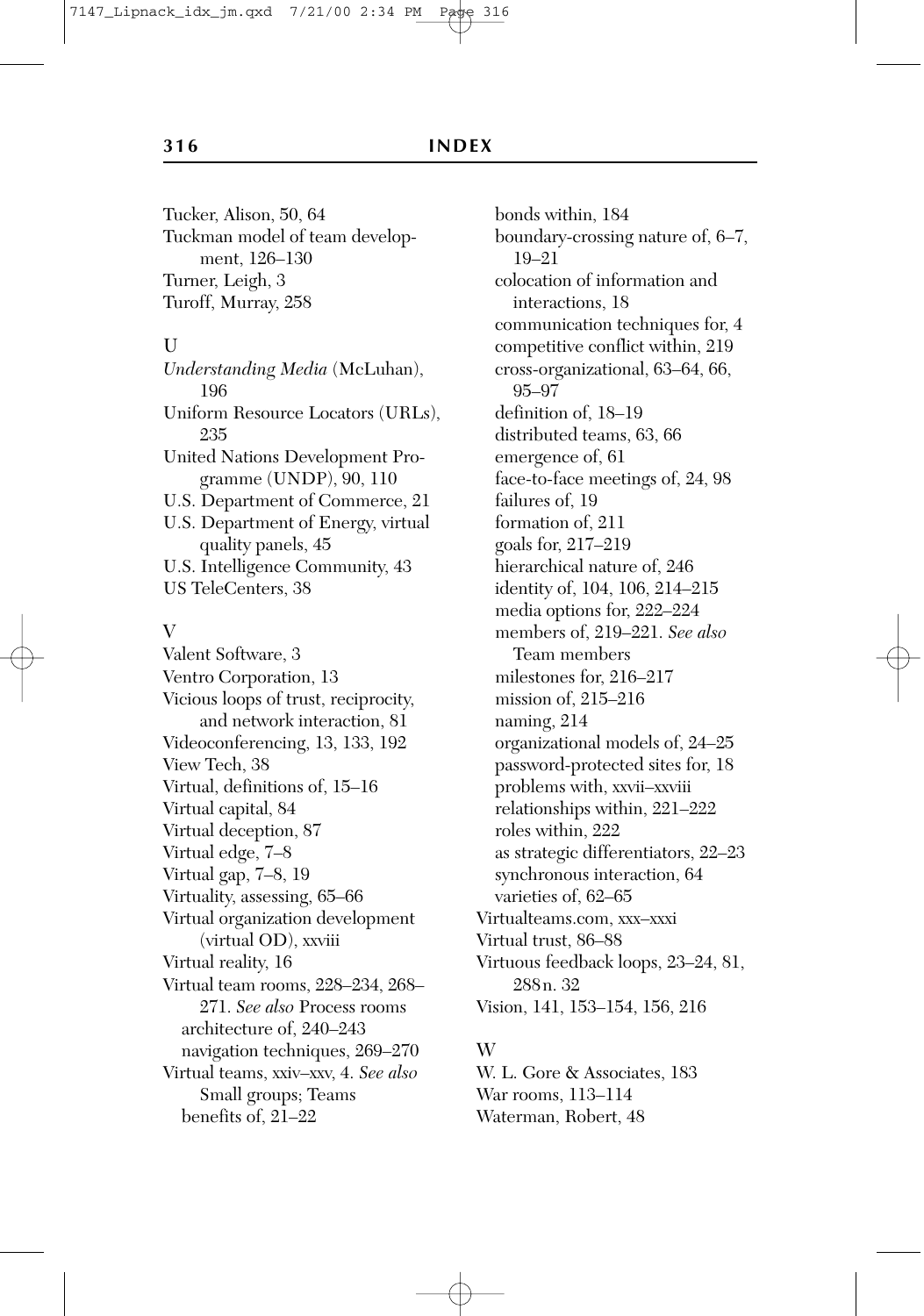Tucker, Alison, 50, 64
Tuckman model of team development, 126–130
Turner, Leigh, 3
Turoff, Murray, 258

U

*Understanding Media* (McLuhan), 196
Uniform Resource Locators (URLs), 235
United Nations Development Programme (UNDP), 90, 110
U.S. Department of Commerce, 21
U.S. Department of Energy, virtual quality panels, 45
U.S. Intelligence Community, 43
US TeleCenters, 38

V

Valent Software, 3
Ventro Corporation, 13
Vicious loops of trust, reciprocity, and network interaction, 81
Videoconferencing, 13, 133, 192
View Tech, 38
Virtual, definitions of, 15–16
Virtual capital, 84
Virtual deception, 87
Virtual edge, 7–8
Virtual gap, 7–8, 19
Virtuality, assessing, 65–66
Virtual organization development (virtual OD), xxviii
Virtual reality, 16
Virtual team rooms, 228–234, 268–271. *See also* Process rooms
- architecture of, 240–243
- navigation techniques, 269–270

Virtual teams, xxiv–xxv, 4. *See also* Small groups; Teams
- benefits of, 21–22
- bonds within, 184
- boundary-crossing nature of, 6–7, 19–21
- colocation of information and interactions, 18
- communication techniques for, 4
- competitive conflict within, 219
- cross-organizational, 63–64, 66, 95–97
- definition of, 18–19
- distributed teams, 63, 66
- emergence of, 61
- face-to-face meetings of, 24, 98
- failures of, 19
- formation of, 211
- goals for, 217–219
- hierarchical nature of, 246
- identity of, 104, 106, 214–215
- media options for, 222–224
- members of, 219–221. *See also* Team members
- milestones for, 216–217
- mission of, 215–216
- naming, 214
- organizational models of, 24–25
- password-protected sites for, 18
- problems with, xxvii–xxviii
- relationships within, 221–222
- roles within, 222
- as strategic differentiators, 22–23
- synchronous interaction, 64
- varieties of, 62–65

Virtualteams.com, xxx–xxxi
Virtual trust, 86–88
Virtuous feedback loops, 23–24, 81, 288n. 32
Vision, 141, 153–154, 156, 216

W

W. L. Gore & Associates, 183
War rooms, 113–114
Waterman, Robert, 48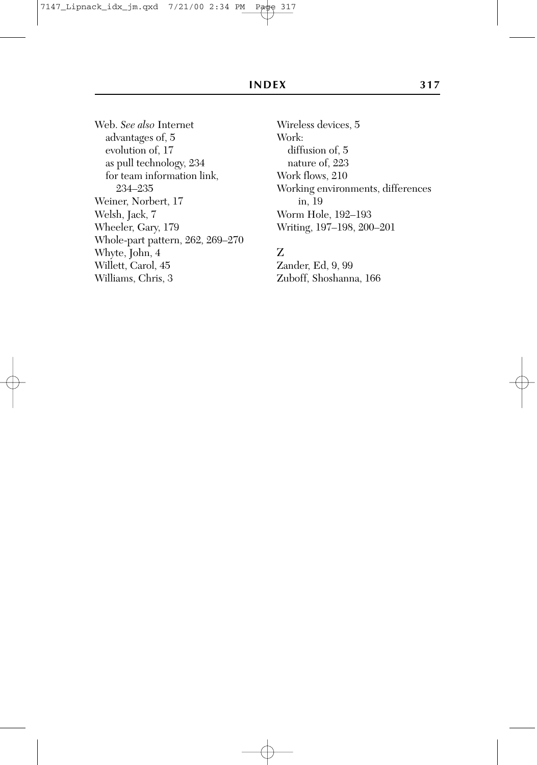Web. *See also* Internet
  advantages of, 5
  evolution of, 17
  as pull technology, 234
  for team information link,
    234–235
Weiner, Norbert, 17
Welsh, Jack, 7
Wheeler, Gary, 179
Whole-part pattern, 262, 269–270
Whyte, John, 4
Willett, Carol, 45
Williams, Chris, 3
Wireless devices, 5
Work:
  diffusion of, 5
  nature of, 223
Work flows, 210
Working environments, differences
    in, 19
Worm Hole, 192–193
Writing, 197–198, 200–201

Z

Zander, Ed, 9, 99
Zuboff, Shoshanna, 166